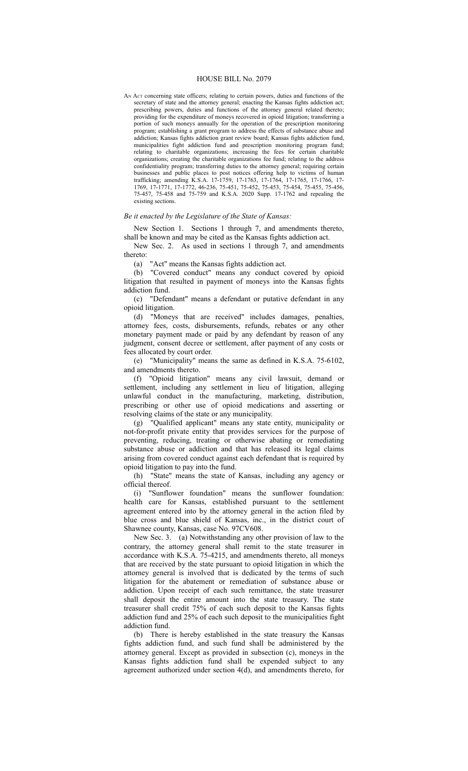# HOUSE BILL No. 2079

An Act concerning state officers; relating to certain powers, duties and functions of the secretary of state and the attorney general; enacting the Kansas fights addiction act; prescribing powers, duties and functions of the attorney general related thereto; providing for the expenditure of moneys recovered in opioid litigation; transferring a portion of such moneys annually for the operation of the prescription monitoring program; establishing a grant program to address the effects of substance abuse and addiction; Kansas fights addiction grant review board; Kansas fights addiction fund, municipalities fight addiction fund and prescription monitoring program fund; relating to charitable organizations; increasing the fees for certain charitable organizations; creating the charitable organizations fee fund; relating to the address confidentiality program; transferring duties to the attorney general; requiring certain businesses and public places to post notices offering help to victims of human trafficking; amending K.S.A. 17-1759, 17-1763, 17-1764, 17-1765, 17-1766, 17-1769, 17-1771, 17-1772, 46-236, 75-451, 75-452, 75-453, 75-454, 75-455, 75-456, 75-457, 75-458 and 75-759 and K.S.A. 2020 Supp. 17-1762 and repealing the existing sections.

*Be it enacted by the Legislature of the State of Kansas:*

New Section 1. Sections 1 through 7, and amendments thereto, shall be known and may be cited as the Kansas fights addiction act.

New Sec. 2. As used in sections 1 through 7, and amendments thereto:

(a) "Act" means the Kansas fights addiction act.

(b) "Covered conduct" means any conduct covered by opioid litigation that resulted in payment of moneys into the Kansas fights addiction fund.

(c) "Defendant" means a defendant or putative defendant in any opioid litigation.

(d) "Moneys that are received" includes damages, penalties, attorney fees, costs, disbursements, refunds, rebates or any other monetary payment made or paid by any defendant by reason of any judgment, consent decree or settlement, after payment of any costs or fees allocated by court order.

(e) "Municipality" means the same as defined in K.S.A. 75-6102, and amendments thereto.

(f) "Opioid litigation" means any civil lawsuit, demand or settlement, including any settlement in lieu of litigation, alleging unlawful conduct in the manufacturing, marketing, distribution, prescribing or other use of opioid medications and asserting or resolving claims of the state or any municipality.

(g) "Qualified applicant" means any state entity, municipality or not-for-profit private entity that provides services for the purpose of preventing, reducing, treating or otherwise abating or remediating substance abuse or addiction and that has released its legal claims arising from covered conduct against each defendant that is required by opioid litigation to pay into the fund.

(h) "State" means the state of Kansas, including any agency or official thereof.

(i) "Sunflower foundation" means the sunflower foundation: health care for Kansas, established pursuant to the settlement agreement entered into by the attorney general in the action filed by blue cross and blue shield of Kansas, inc., in the district court of Shawnee county, Kansas, case No. 97CV608.

New Sec. 3. (a) Notwithstanding any other provision of law to the contrary, the attorney general shall remit to the state treasurer in accordance with K.S.A. 75-4215, and amendments thereto, all moneys that are received by the state pursuant to opioid litigation in which the attorney general is involved that is dedicated by the terms of such litigation for the abatement or remediation of substance abuse or addiction. Upon receipt of each such remittance, the state treasurer shall deposit the entire amount into the state treasury. The state treasurer shall credit 75% of each such deposit to the Kansas fights addiction fund and 25% of each such deposit to the municipalities fight addiction fund.

(b) There is hereby established in the state treasury the Kansas fights addiction fund, and such fund shall be administered by the attorney general. Except as provided in subsection (c), moneys in the Kansas fights addiction fund shall be expended subject to any agreement authorized under section 4(d), and amendments thereto, for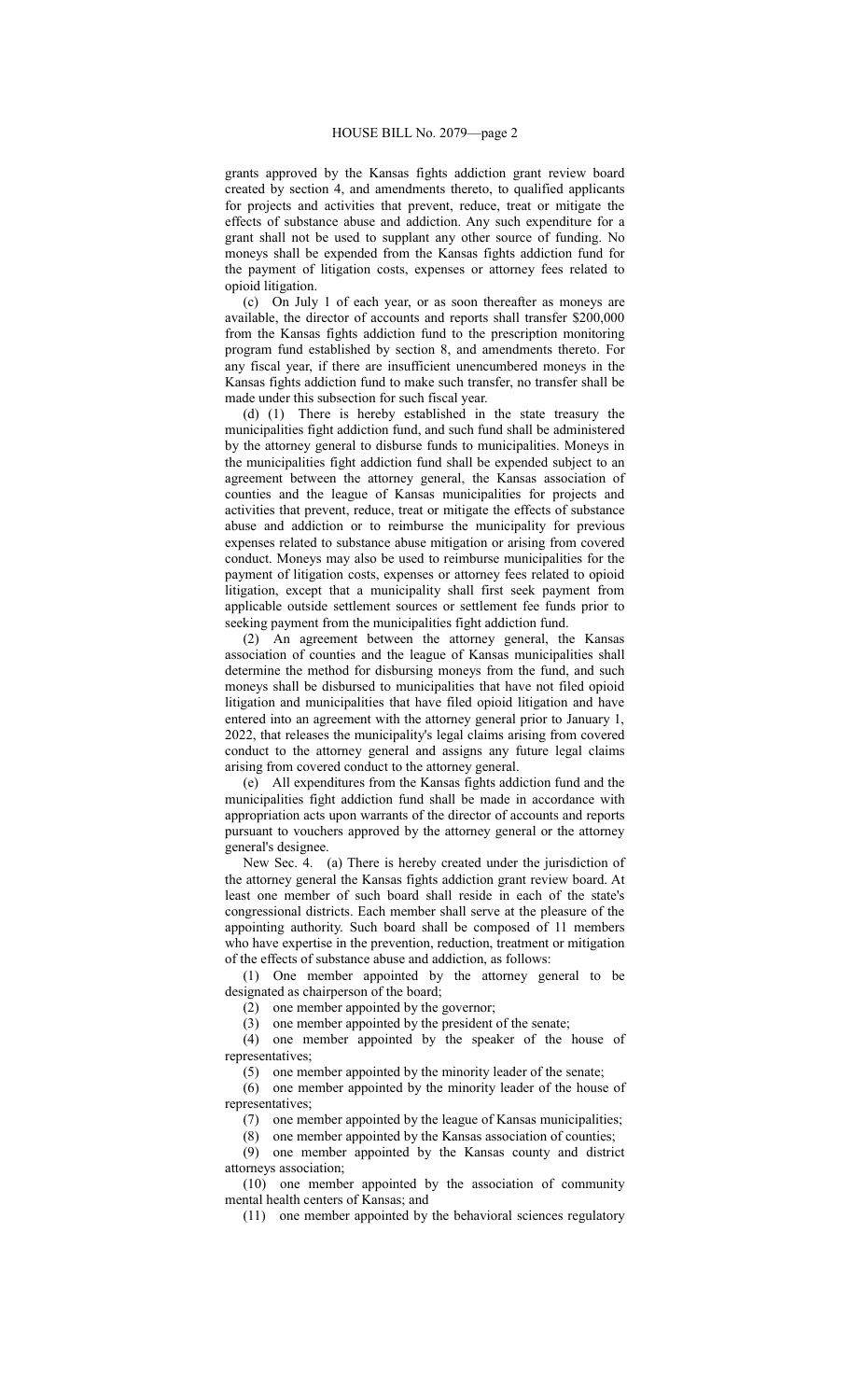grants approved by the Kansas fights addiction grant review board created by section 4, and amendments thereto, to qualified applicants for projects and activities that prevent, reduce, treat or mitigate the effects of substance abuse and addiction. Any such expenditure for a grant shall not be used to supplant any other source of funding. No moneys shall be expended from the Kansas fights addiction fund for the payment of litigation costs, expenses or attorney fees related to opioid litigation.

(c) On July 1 of each year, or as soon thereafter as moneys are available, the director of accounts and reports shall transfer $200,000 from the Kansas fights addiction fund to the prescription monitoring program fund established by section 8, and amendments thereto. For any fiscal year, if there are insufficient unencumbered moneys in the Kansas fights addiction fund to make such transfer, no transfer shall be made under this subsection for such fiscal year.

(d) (1) There is hereby established in the state treasury the municipalities fight addiction fund, and such fund shall be administered by the attorney general to disburse funds to municipalities. Moneys in the municipalities fight addiction fund shall be expended subject to an agreement between the attorney general, the Kansas association of counties and the league of Kansas municipalities for projects and activities that prevent, reduce, treat or mitigate the effects of substance abuse and addiction or to reimburse the municipality for previous expenses related to substance abuse mitigation or arising from covered conduct. Moneys may also be used to reimburse municipalities for the payment of litigation costs, expenses or attorney fees related to opioid litigation, except that a municipality shall first seek payment from applicable outside settlement sources or settlement fee funds prior to seeking payment from the municipalities fight addiction fund.

(2) An agreement between the attorney general, the Kansas association of counties and the league of Kansas municipalities shall determine the method for disbursing moneys from the fund, and such moneys shall be disbursed to municipalities that have not filed opioid litigation and municipalities that have filed opioid litigation and have entered into an agreement with the attorney general prior to January 1, 2022, that releases the municipality's legal claims arising from covered conduct to the attorney general and assigns any future legal claims arising from covered conduct to the attorney general.

(e) All expenditures from the Kansas fights addiction fund and the municipalities fight addiction fund shall be made in accordance with appropriation acts upon warrants of the director of accounts and reports pursuant to vouchers approved by the attorney general or the attorney general's designee.

New Sec. 4. (a) There is hereby created under the jurisdiction of the attorney general the Kansas fights addiction grant review board. At least one member of such board shall reside in each of the state's congressional districts. Each member shall serve at the pleasure of the appointing authority. Such board shall be composed of 11 members who have expertise in the prevention, reduction, treatment or mitigation of the effects of substance abuse and addiction, as follows:

(1) One member appointed by the attorney general to be designated as chairperson of the board;

(2) one member appointed by the governor;

(3) one member appointed by the president of the senate;

(4) one member appointed by the speaker of the house of representatives;

(5) one member appointed by the minority leader of the senate;

(6) one member appointed by the minority leader of the house of representatives;

(7) one member appointed by the league of Kansas municipalities;

(8) one member appointed by the Kansas association of counties;

(9) one member appointed by the Kansas county and district attorneys association;

(10) one member appointed by the association of community mental health centers of Kansas; and

(11) one member appointed by the behavioral sciences regulatory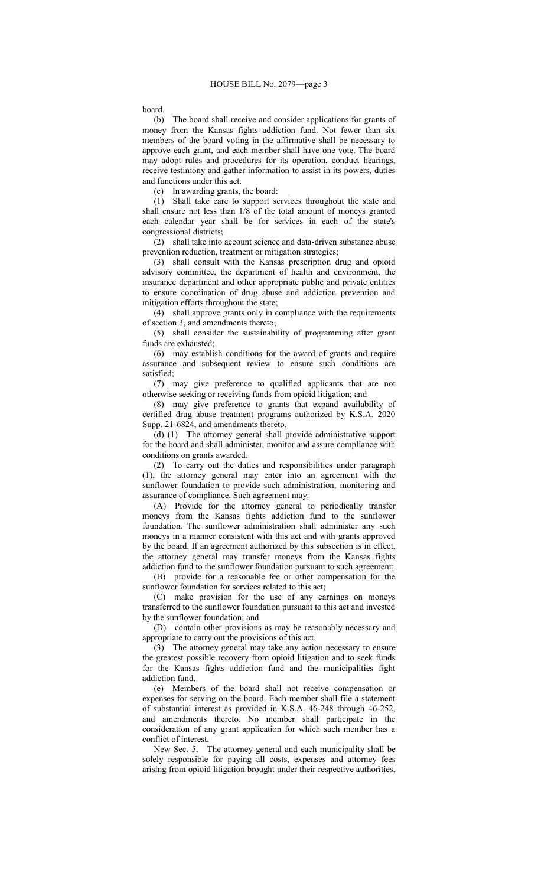board.

(b) The board shall receive and consider applications for grants of money from the Kansas fights addiction fund. Not fewer than six members of the board voting in the affirmative shall be necessary to approve each grant, and each member shall have one vote. The board may adopt rules and procedures for its operation, conduct hearings, receive testimony and gather information to assist in its powers, duties and functions under this act.

(c) In awarding grants, the board:

(1) Shall take care to support services throughout the state and shall ensure not less than 1/8 of the total amount of moneys granted each calendar year shall be for services in each of the state's congressional districts;

(2) shall take into account science and data-driven substance abuse prevention reduction, treatment or mitigation strategies;

(3) shall consult with the Kansas prescription drug and opioid advisory committee, the department of health and environment, the insurance department and other appropriate public and private entities to ensure coordination of drug abuse and addiction prevention and mitigation efforts throughout the state;

(4) shall approve grants only in compliance with the requirements of section 3, and amendments thereto;

(5) shall consider the sustainability of programming after grant funds are exhausted;

(6) may establish conditions for the award of grants and require assurance and subsequent review to ensure such conditions are satisfied;

(7) may give preference to qualified applicants that are not otherwise seeking or receiving funds from opioid litigation; and

(8) may give preference to grants that expand availability of certified drug abuse treatment programs authorized by K.S.A. 2020 Supp. 21-6824, and amendments thereto.

(d) (1) The attorney general shall provide administrative support for the board and shall administer, monitor and assure compliance with conditions on grants awarded.

(2) To carry out the duties and responsibilities under paragraph (1), the attorney general may enter into an agreement with the sunflower foundation to provide such administration, monitoring and assurance of compliance. Such agreement may:

(A) Provide for the attorney general to periodically transfer moneys from the Kansas fights addiction fund to the sunflower foundation. The sunflower administration shall administer any such moneys in a manner consistent with this act and with grants approved by the board. If an agreement authorized by this subsection is in effect, the attorney general may transfer moneys from the Kansas fights addiction fund to the sunflower foundation pursuant to such agreement;

(B) provide for a reasonable fee or other compensation for the sunflower foundation for services related to this act;

(C) make provision for the use of any earnings on moneys transferred to the sunflower foundation pursuant to this act and invested by the sunflower foundation; and

(D) contain other provisions as may be reasonably necessary and appropriate to carry out the provisions of this act.

(3) The attorney general may take any action necessary to ensure the greatest possible recovery from opioid litigation and to seek funds for the Kansas fights addiction fund and the municipalities fight addiction fund.

(e) Members of the board shall not receive compensation or expenses for serving on the board. Each member shall file a statement of substantial interest as provided in K.S.A. 46-248 through 46-252, and amendments thereto. No member shall participate in the consideration of any grant application for which such member has a conflict of interest.

New Sec. 5. The attorney general and each municipality shall be solely responsible for paying all costs, expenses and attorney fees arising from opioid litigation brought under their respective authorities,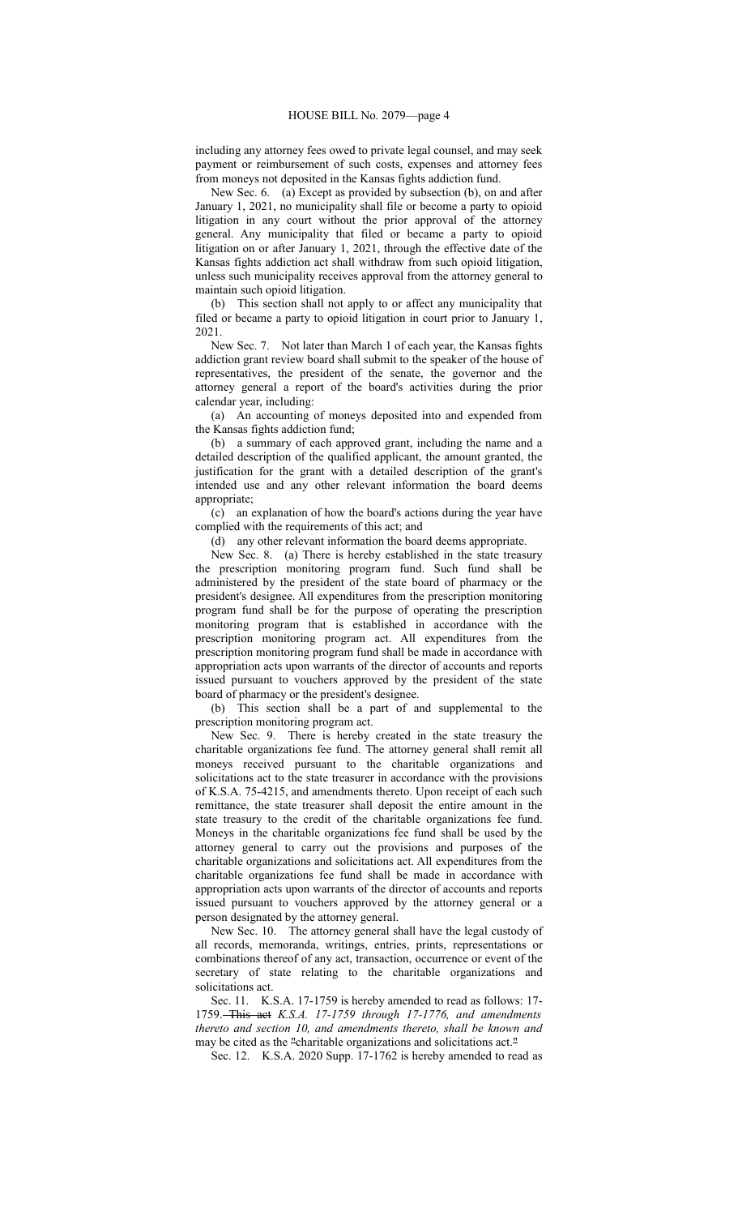including any attorney fees owed to private legal counsel, and may seek payment or reimbursement of such costs, expenses and attorney fees from moneys not deposited in the Kansas fights addiction fund.

New Sec. 6. (a) Except as provided by subsection (b), on and after January 1, 2021, no municipality shall file or become a party to opioid litigation in any court without the prior approval of the attorney general. Any municipality that filed or became a party to opioid litigation on or after January 1, 2021, through the effective date of the Kansas fights addiction act shall withdraw from such opioid litigation, unless such municipality receives approval from the attorney general to maintain such opioid litigation.

(b) This section shall not apply to or affect any municipality that filed or became a party to opioid litigation in court prior to January 1, 2021.

New Sec. 7. Not later than March 1 of each year, the Kansas fights addiction grant review board shall submit to the speaker of the house of representatives, the president of the senate, the governor and the attorney general a report of the board's activities during the prior calendar year, including:

(a) An accounting of moneys deposited into and expended from the Kansas fights addiction fund;

(b) a summary of each approved grant, including the name and a detailed description of the qualified applicant, the amount granted, the justification for the grant with a detailed description of the grant's intended use and any other relevant information the board deems appropriate;

(c) an explanation of how the board's actions during the year have complied with the requirements of this act; and

(d) any other relevant information the board deems appropriate.

New Sec. 8. (a) There is hereby established in the state treasury the prescription monitoring program fund. Such fund shall be administered by the president of the state board of pharmacy or the president's designee. All expenditures from the prescription monitoring program fund shall be for the purpose of operating the prescription monitoring program that is established in accordance with the prescription monitoring program act. All expenditures from the prescription monitoring program fund shall be made in accordance with appropriation acts upon warrants of the director of accounts and reports issued pursuant to vouchers approved by the president of the state board of pharmacy or the president's designee.

(b) This section shall be a part of and supplemental to the prescription monitoring program act.

New Sec. 9. There is hereby created in the state treasury the charitable organizations fee fund. The attorney general shall remit all moneys received pursuant to the charitable organizations and solicitations act to the state treasurer in accordance with the provisions of K.S.A. 75-4215, and amendments thereto. Upon receipt of each such remittance, the state treasurer shall deposit the entire amount in the state treasury to the credit of the charitable organizations fee fund. Moneys in the charitable organizations fee fund shall be used by the attorney general to carry out the provisions and purposes of the charitable organizations and solicitations act. All expenditures from the charitable organizations fee fund shall be made in accordance with appropriation acts upon warrants of the director of accounts and reports issued pursuant to vouchers approved by the attorney general or a person designated by the attorney general.

New Sec. 10. The attorney general shall have the legal custody of all records, memoranda, writings, entries, prints, representations or combinations thereof of any act, transaction, occurrence or event of the secretary of state relating to the charitable organizations and solicitations act.

Sec. 11. K.S.A. 17-1759 is hereby amended to read as follows: 17-1759. ~~This act~~ *K.S.A. 17-1759 through 17-1776, and amendments thereto and section 10, and amendments thereto, shall be known and* may be cited as the ~~"~~charitable organizations and solicitations act.~~"~~

Sec. 12. K.S.A. 2020 Supp. 17-1762 is hereby amended to read as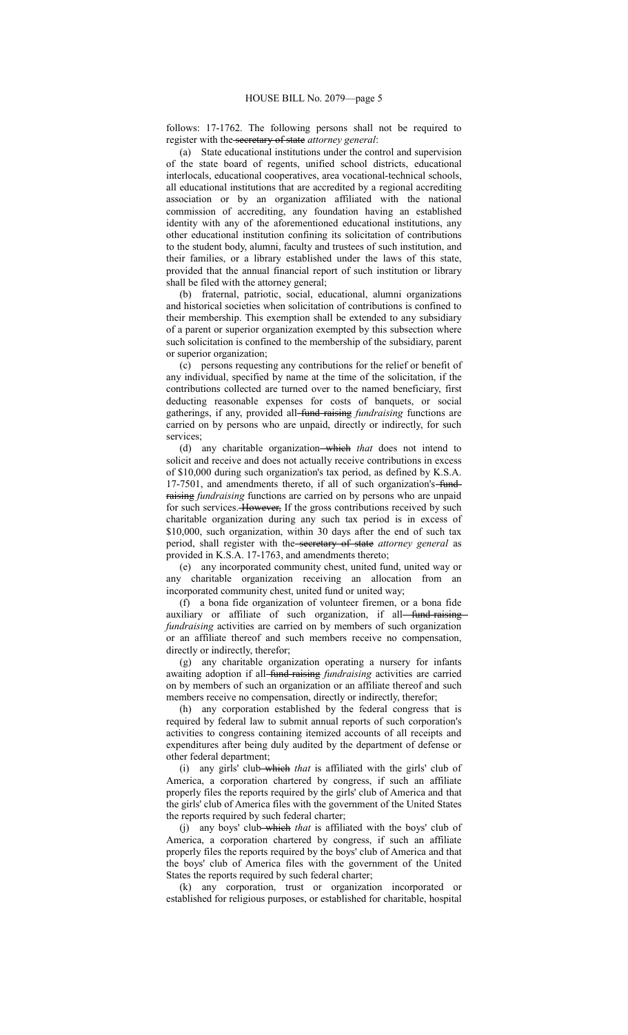follows: 17-1762. The following persons shall not be required to register with the ~~secretary of state~~ *attorney general*:

(a) State educational institutions under the control and supervision of the state board of regents, unified school districts, educational interlocals, educational cooperatives, area vocational-technical schools, all educational institutions that are accredited by a regional accrediting association or by an organization affiliated with the national commission of accrediting, any foundation having an established identity with any of the aforementioned educational institutions, any other educational institution confining its solicitation of contributions to the student body, alumni, faculty and trustees of such institution, and their families, or a library established under the laws of this state, provided that the annual financial report of such institution or library shall be filed with the attorney general;

(b) fraternal, patriotic, social, educational, alumni organizations and historical societies when solicitation of contributions is confined to their membership. This exemption shall be extended to any subsidiary of a parent or superior organization exempted by this subsection where such solicitation is confined to the membership of the subsidiary, parent or superior organization;

(c) persons requesting any contributions for the relief or benefit of any individual, specified by name at the time of the solicitation, if the contributions collected are turned over to the named beneficiary, first deducting reasonable expenses for costs of banquets, or social gatherings, if any, provided all ~~fund raising~~ *fundraising* functions are carried on by persons who are unpaid, directly or indirectly, for such services;

(d) any charitable organization ~~which~~ *that* does not intend to solicit and receive and does not actually receive contributions in excess of $10,000 during such organization's tax period, as defined by K.S.A. 17-7501, and amendments thereto, if all of such organization's ~~fund-raising~~ *fundraising* functions are carried on by persons who are unpaid for such services. ~~However,~~ If the gross contributions received by such charitable organization during any such tax period is in excess of $10,000, such organization, within 30 days after the end of such tax period, shall register with the ~~secretary of state~~ *attorney general* as provided in K.S.A. 17-1763, and amendments thereto;

(e) any incorporated community chest, united fund, united way or any charitable organization receiving an allocation from an incorporated community chest, united fund or united way;

(f) a bona fide organization of volunteer firemen, or a bona fide auxiliary or affiliate of such organization, if all ~~fund raising~~ *fundraising* activities are carried on by members of such organization or an affiliate thereof and such members receive no compensation, directly or indirectly, therefor;

(g) any charitable organization operating a nursery for infants awaiting adoption if all ~~fund raising~~ *fundraising* activities are carried on by members of such an organization or an affiliate thereof and such members receive no compensation, directly or indirectly, therefor;

(h) any corporation established by the federal congress that is required by federal law to submit annual reports of such corporation's activities to congress containing itemized accounts of all receipts and expenditures after being duly audited by the department of defense or other federal department;

(i) any girls' club ~~which~~ *that* is affiliated with the girls' club of America, a corporation chartered by congress, if such an affiliate properly files the reports required by the girls' club of America and that the girls' club of America files with the government of the United States the reports required by such federal charter;

(j) any boys' club ~~which~~ *that* is affiliated with the boys' club of America, a corporation chartered by congress, if such an affiliate properly files the reports required by the boys' club of America and that the boys' club of America files with the government of the United States the reports required by such federal charter;

(k) any corporation, trust or organization incorporated or established for religious purposes, or established for charitable, hospital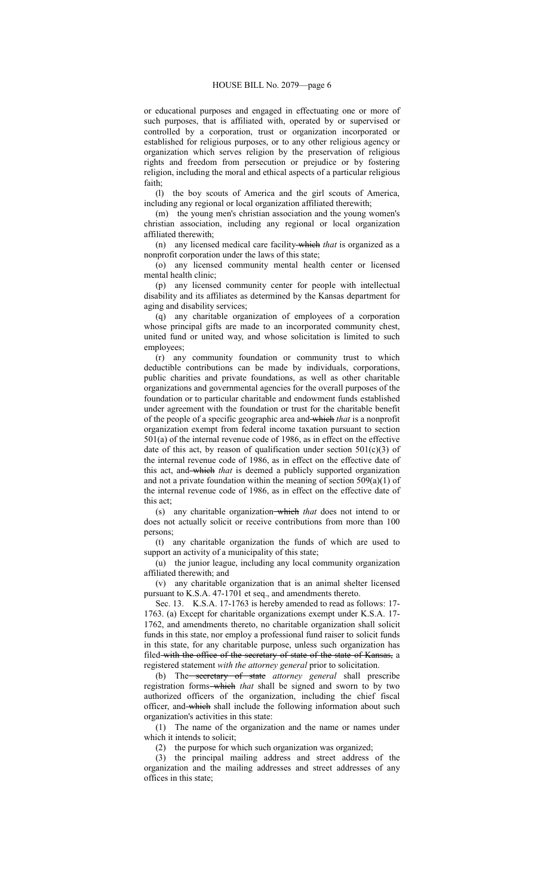or educational purposes and engaged in effectuating one or more of such purposes, that is affiliated with, operated by or supervised or controlled by a corporation, trust or organization incorporated or established for religious purposes, or to any other religious agency or organization which serves religion by the preservation of religious rights and freedom from persecution or prejudice or by fostering religion, including the moral and ethical aspects of a particular religious faith;

(l) the boy scouts of America and the girl scouts of America, including any regional or local organization affiliated therewith;

(m) the young men's christian association and the young women's christian association, including any regional or local organization affiliated therewith;

(n) any licensed medical care facility ~~which~~ *that* is organized as a nonprofit corporation under the laws of this state;

(o) any licensed community mental health center or licensed mental health clinic;

(p) any licensed community center for people with intellectual disability and its affiliates as determined by the Kansas department for aging and disability services;

(q) any charitable organization of employees of a corporation whose principal gifts are made to an incorporated community chest, united fund or united way, and whose solicitation is limited to such employees;

(r) any community foundation or community trust to which deductible contributions can be made by individuals, corporations, public charities and private foundations, as well as other charitable organizations and governmental agencies for the overall purposes of the foundation or to particular charitable and endowment funds established under agreement with the foundation or trust for the charitable benefit of the people of a specific geographic area and ~~which~~ *that* is a nonprofit organization exempt from federal income taxation pursuant to section 501(a) of the internal revenue code of 1986, as in effect on the effective date of this act, by reason of qualification under section 501(c)(3) of the internal revenue code of 1986, as in effect on the effective date of this act, and ~~which~~ *that* is deemed a publicly supported organization and not a private foundation within the meaning of section 509(a)(1) of the internal revenue code of 1986, as in effect on the effective date of this act;

(s) any charitable organization ~~which~~ *that* does not intend to or does not actually solicit or receive contributions from more than 100 persons;

(t) any charitable organization the funds of which are used to support an activity of a municipality of this state;

(u) the junior league, including any local community organization affiliated therewith; and

(v) any charitable organization that is an animal shelter licensed pursuant to K.S.A. 47-1701 et seq., and amendments thereto.

Sec. 13. K.S.A. 17-1763 is hereby amended to read as follows: 17-1763. (a) Except for charitable organizations exempt under K.S.A. 17-1762, and amendments thereto, no charitable organization shall solicit funds in this state, nor employ a professional fund raiser to solicit funds in this state, for any charitable purpose, unless such organization has filed ~~with the office of the secretary of state of the state of Kansas,~~ a registered statement *with the attorney general* prior to solicitation.

(b) The ~~secretary of state~~ *attorney general* shall prescribe registration forms ~~which~~ *that* shall be signed and sworn to by two authorized officers of the organization, including the chief fiscal officer, and ~~which~~ shall include the following information about such organization's activities in this state:

(1) The name of the organization and the name or names under which it intends to solicit;

(2) the purpose for which such organization was organized;

(3) the principal mailing address and street address of the organization and the mailing addresses and street addresses of any offices in this state;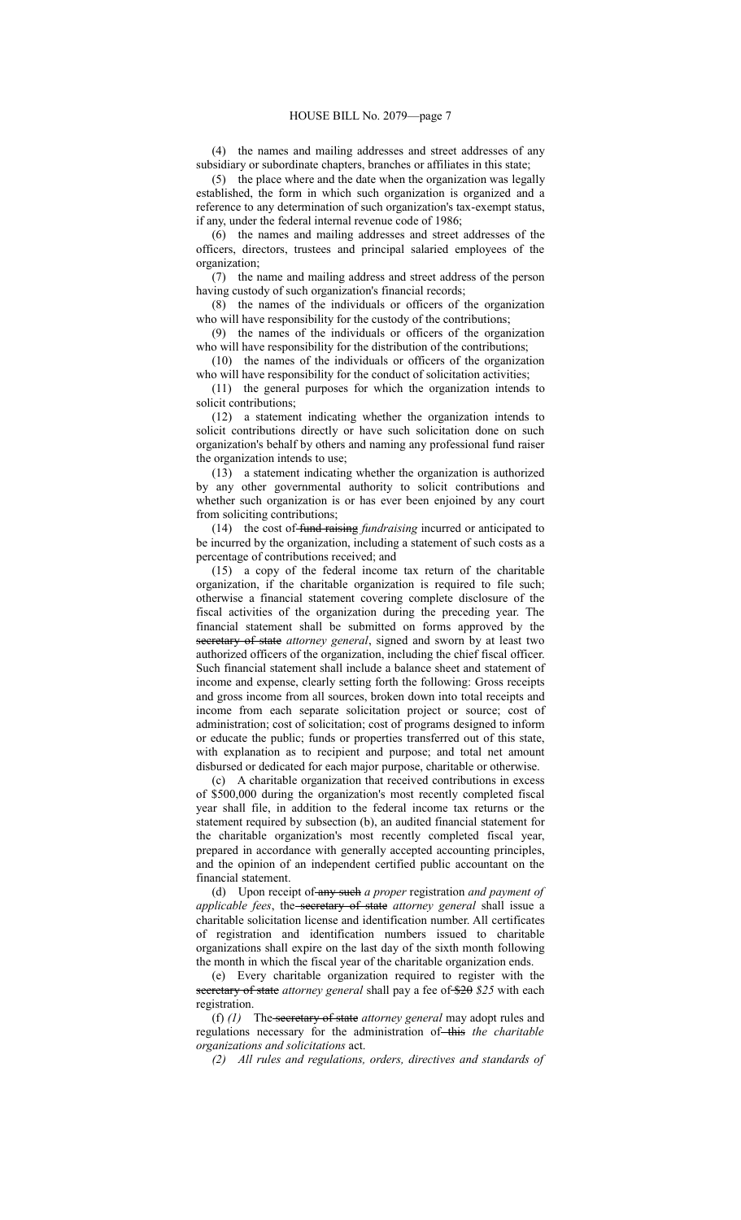(4) the names and mailing addresses and street addresses of any subsidiary or subordinate chapters, branches or affiliates in this state;

(5) the place where and the date when the organization was legally established, the form in which such organization is organized and a reference to any determination of such organization's tax-exempt status, if any, under the federal internal revenue code of 1986;

(6) the names and mailing addresses and street addresses of the officers, directors, trustees and principal salaried employees of the organization;

(7) the name and mailing address and street address of the person having custody of such organization's financial records;

(8) the names of the individuals or officers of the organization who will have responsibility for the custody of the contributions;

(9) the names of the individuals or officers of the organization who will have responsibility for the distribution of the contributions;

(10) the names of the individuals or officers of the organization who will have responsibility for the conduct of solicitation activities;

(11) the general purposes for which the organization intends to solicit contributions;

(12) a statement indicating whether the organization intends to solicit contributions directly or have such solicitation done on such organization's behalf by others and naming any professional fund raiser the organization intends to use;

(13) a statement indicating whether the organization is authorized by any other governmental authority to solicit contributions and whether such organization is or has ever been enjoined by any court from soliciting contributions;

(14) the cost of ~~fund raising~~ *fundraising* incurred or anticipated to be incurred by the organization, including a statement of such costs as a percentage of contributions received; and

(15) a copy of the federal income tax return of the charitable organization, if the charitable organization is required to file such; otherwise a financial statement covering complete disclosure of the fiscal activities of the organization during the preceding year. The financial statement shall be submitted on forms approved by the ~~secretary of state~~ *attorney general*, signed and sworn by at least two authorized officers of the organization, including the chief fiscal officer. Such financial statement shall include a balance sheet and statement of income and expense, clearly setting forth the following: Gross receipts and gross income from all sources, broken down into total receipts and income from each separate solicitation project or source; cost of administration; cost of solicitation; cost of programs designed to inform or educate the public; funds or properties transferred out of this state, with explanation as to recipient and purpose; and total net amount disbursed or dedicated for each major purpose, charitable or otherwise.

(c) A charitable organization that received contributions in excess of $500,000 during the organization's most recently completed fiscal year shall file, in addition to the federal income tax returns or the statement required by subsection (b), an audited financial statement for the charitable organization's most recently completed fiscal year, prepared in accordance with generally accepted accounting principles, and the opinion of an independent certified public accountant on the financial statement.

(d) Upon receipt of ~~any such~~ *a proper* registration *and payment of applicable fees*, the ~~secretary of state~~ *attorney general* shall issue a charitable solicitation license and identification number. All certificates of registration and identification numbers issued to charitable organizations shall expire on the last day of the sixth month following the month in which the fiscal year of the charitable organization ends.

(e) Every charitable organization required to register with the ~~secretary of state~~ *attorney general* shall pay a fee of ~~$20~~ *$25* with each registration.

(f) *(1)* The ~~secretary of state~~ *attorney general* may adopt rules and regulations necessary for the administration of ~~this~~ *the charitable organizations and solicitations* act.

*(2) All rules and regulations, orders, directives and standards of*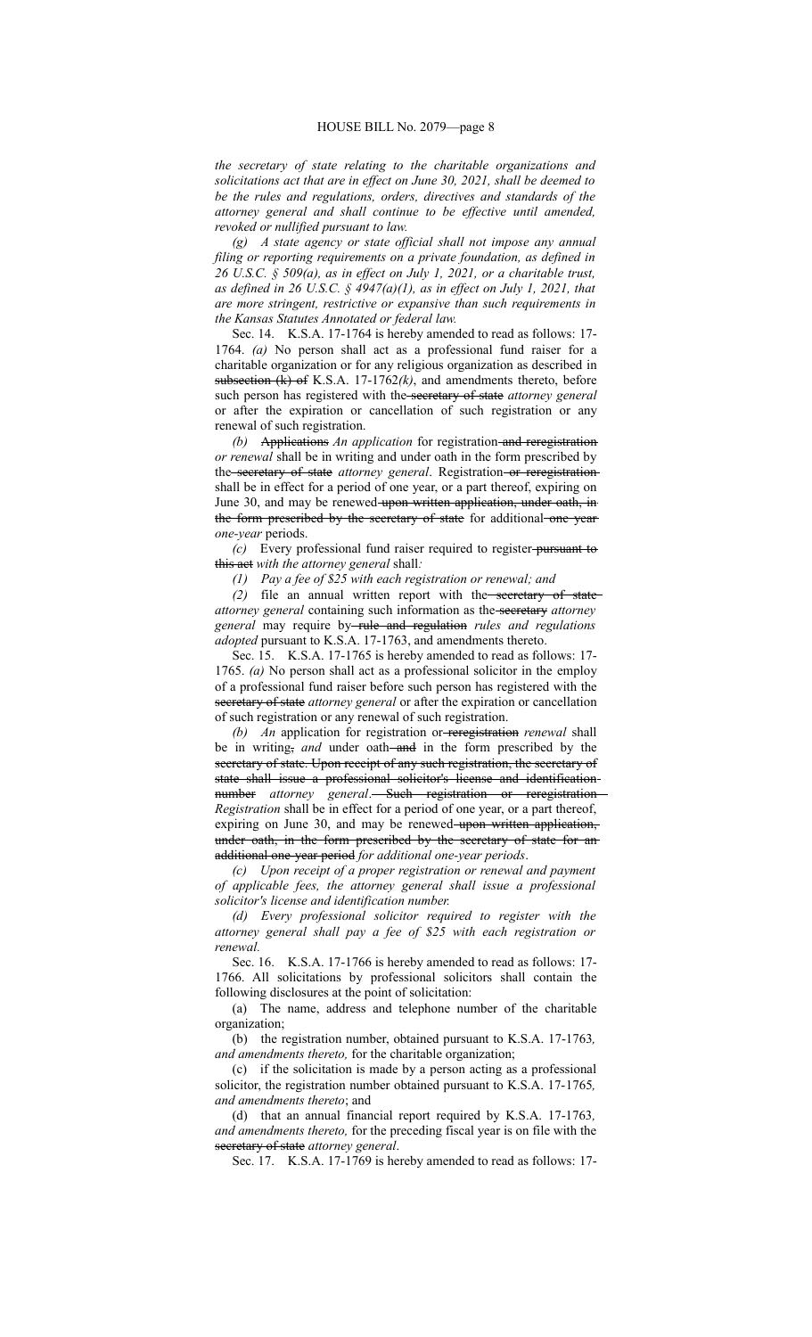*the secretary of state relating to the charitable organizations and solicitations act that are in effect on June 30, 2021, shall be deemed to be the rules and regulations, orders, directives and standards of the attorney general and shall continue to be effective until amended, revoked or nullified pursuant to law.*

*(g) A state agency or state official shall not impose any annual filing or reporting requirements on a private foundation, as defined in 26 U.S.C. § 509(a), as in effect on July 1, 2021, or a charitable trust, as defined in 26 U.S.C. § 4947(a)(1), as in effect on July 1, 2021, that are more stringent, restrictive or expansive than such requirements in the Kansas Statutes Annotated or federal law.*

Sec. 14. K.S.A. 17-1764 is hereby amended to read as follows: 17-1764. *(a)* No person shall act as a professional fund raiser for a charitable organization or for any religious organization as described in ~~subsection (k) of~~ K.S.A. 17-1762*(k)*, and amendments thereto, before such person has registered with the ~~secretary of state~~ *attorney general* or after the expiration or cancellation of such registration or any renewal of such registration.

*(b)* ~~Applications~~ *An application* for registration ~~and reregistration~~ *or renewal* shall be in writing and under oath in the form prescribed by the ~~secretary of state~~ *attorney general*. Registration ~~or reregistration~~ shall be in effect for a period of one year, or a part thereof, expiring on June 30, and may be renewed ~~upon written application, under oath, in the form prescribed by the secretary of state~~ for additional ~~one year~~ *one-year* periods.

*(c)* Every professional fund raiser required to register ~~pursuant to this act~~ *with the attorney general* shall*:*

*(1) Pay a fee of $25 with each registration or renewal; and*

*(2)* file an annual written report with the ~~secretary of state~~ *attorney general* containing such information as the ~~secretary~~ *attorney general* may require by ~~rule and regulation~~ *rules and regulations adopted* pursuant to K.S.A. 17-1763, and amendments thereto.

Sec. 15. K.S.A. 17-1765 is hereby amended to read as follows: 17-1765. *(a)* No person shall act as a professional solicitor in the employ of a professional fund raiser before such person has registered with the ~~secretary of state~~ *attorney general* or after the expiration or cancellation of such registration or any renewal of such registration.

*(b) An* application for registration or ~~reregistration~~ *renewal* shall be in writing~~,~~ *and* under oath ~~and~~ in the form prescribed by the ~~secretary of state. Upon receipt of any such registration, the secretary of state shall issue a professional solicitor's license and identification number~~ *attorney general*. ~~Such registration or reregistration~~ *Registration* shall be in effect for a period of one year, or a part thereof, expiring on June 30, and may be renewed ~~upon written application, under oath, in the form prescribed by the secretary of state for an additional one year period~~ *for additional one-year periods*.

*(c) Upon receipt of a proper registration or renewal and payment of applicable fees, the attorney general shall issue a professional solicitor's license and identification number.*

*(d) Every professional solicitor required to register with the attorney general shall pay a fee of $25 with each registration or renewal.*

Sec. 16. K.S.A. 17-1766 is hereby amended to read as follows: 17-1766. All solicitations by professional solicitors shall contain the following disclosures at the point of solicitation:

(a) The name, address and telephone number of the charitable organization;

(b) the registration number, obtained pursuant to K.S.A. 17-1763*, and amendments thereto,* for the charitable organization;

(c) if the solicitation is made by a person acting as a professional solicitor, the registration number obtained pursuant to K.S.A. 17-1765*, and amendments thereto*; and

(d) that an annual financial report required by K.S.A. 17-1763*, and amendments thereto,* for the preceding fiscal year is on file with the ~~secretary of state~~ *attorney general*.

Sec. 17. K.S.A. 17-1769 is hereby amended to read as follows: 17-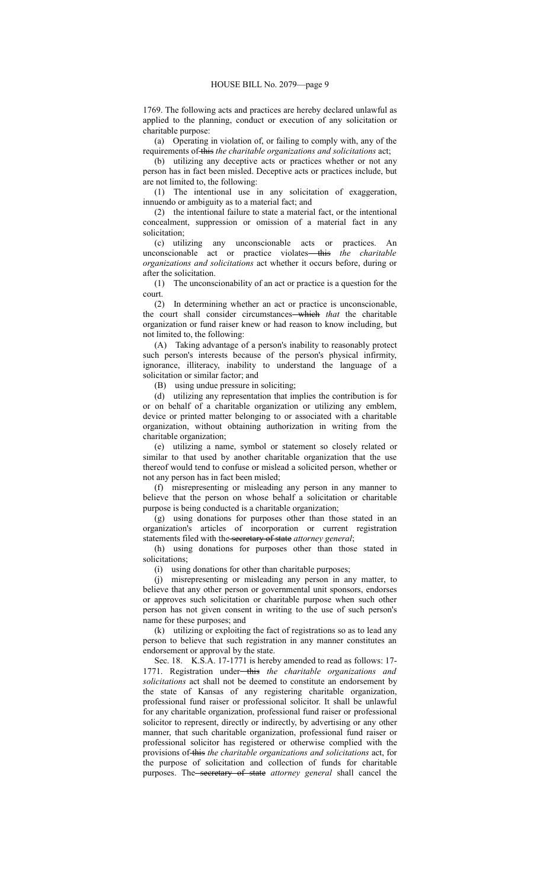1769. The following acts and practices are hereby declared unlawful as applied to the planning, conduct or execution of any solicitation or charitable purpose:

(a) Operating in violation of, or failing to comply with, any of the requirements of ~~this~~ *the charitable organizations and solicitations* act;

(b) utilizing any deceptive acts or practices whether or not any person has in fact been misled. Deceptive acts or practices include, but are not limited to, the following:

(1) The intentional use in any solicitation of exaggeration, innuendo or ambiguity as to a material fact; and

(2) the intentional failure to state a material fact, or the intentional concealment, suppression or omission of a material fact in any solicitation;

(c) utilizing any unconscionable acts or practices. An unconscionable act or practice violates ~~this~~ *the charitable organizations and solicitations* act whether it occurs before, during or after the solicitation.

(1) The unconscionability of an act or practice is a question for the court.

(2) In determining whether an act or practice is unconscionable, the court shall consider circumstances ~~which~~ *that* the charitable organization or fund raiser knew or had reason to know including, but not limited to, the following:

(A) Taking advantage of a person's inability to reasonably protect such person's interests because of the person's physical infirmity, ignorance, illiteracy, inability to understand the language of a solicitation or similar factor; and

(B) using undue pressure in soliciting;

(d) utilizing any representation that implies the contribution is for or on behalf of a charitable organization or utilizing any emblem, device or printed matter belonging to or associated with a charitable organization, without obtaining authorization in writing from the charitable organization;

(e) utilizing a name, symbol or statement so closely related or similar to that used by another charitable organization that the use thereof would tend to confuse or mislead a solicited person, whether or not any person has in fact been misled;

(f) misrepresenting or misleading any person in any manner to believe that the person on whose behalf a solicitation or charitable purpose is being conducted is a charitable organization;

(g) using donations for purposes other than those stated in an organization's articles of incorporation or current registration statements filed with the ~~secretary of state~~ *attorney general*;

(h) using donations for purposes other than those stated in solicitations;

(i) using donations for other than charitable purposes;

(j) misrepresenting or misleading any person in any matter, to believe that any other person or governmental unit sponsors, endorses or approves such solicitation or charitable purpose when such other person has not given consent in writing to the use of such person's name for these purposes; and

(k) utilizing or exploiting the fact of registrations so as to lead any person to believe that such registration in any manner constitutes an endorsement or approval by the state.

Sec. 18. K.S.A. 17-1771 is hereby amended to read as follows: 17-1771. Registration under ~~this~~ *the charitable organizations and solicitations* act shall not be deemed to constitute an endorsement by the state of Kansas of any registering charitable organization, professional fund raiser or professional solicitor. It shall be unlawful for any charitable organization, professional fund raiser or professional solicitor to represent, directly or indirectly, by advertising or any other manner, that such charitable organization, professional fund raiser or professional solicitor has registered or otherwise complied with the provisions of ~~this~~ *the charitable organizations and solicitations* act, for the purpose of solicitation and collection of funds for charitable purposes. The ~~secretary of state~~ *attorney general* shall cancel the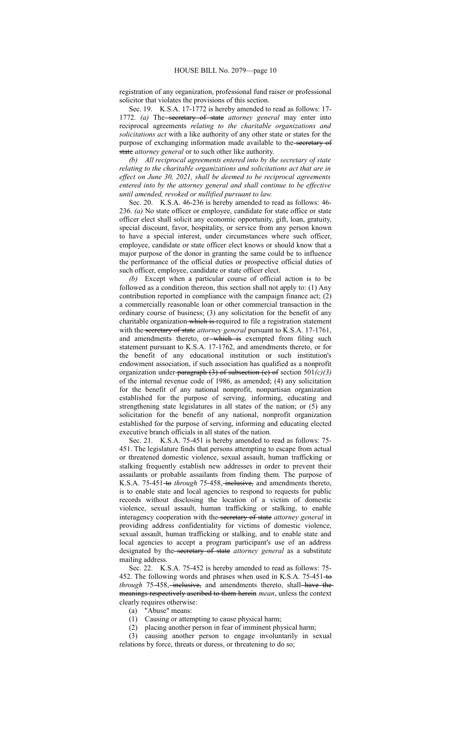registration of any organization, professional fund raiser or professional solicitor that violates the provisions of this section.

Sec. 19. K.S.A. 17-1772 is hereby amended to read as follows: 17-1772. *(a)* The ~~secretary of state~~ *attorney general* may enter into reciprocal agreements *relating to the charitable organizations and solicitations act* with a like authority of any other state or states for the purpose of exchanging information made available to the ~~secretary of state~~ *attorney general* or to such other like authority.

*(b) All reciprocal agreements entered into by the secretary of state relating to the charitable organizations and solicitations act that are in effect on June 30, 2021, shall be deemed to be reciprocal agreements entered into by the attorney general and shall continue to be effective until amended, revoked or nullified pursuant to law.*

Sec. 20. K.S.A. 46-236 is hereby amended to read as follows: 46-236. *(a)* No state officer or employee, candidate for state office or state officer elect shall solicit any economic opportunity, gift, loan, gratuity, special discount, favor, hospitality, or service from any person known to have a special interest, under circumstances where such officer, employee, candidate or state officer elect knows or should know that a major purpose of the donor in granting the same could be to influence the performance of the official duties or prospective official duties of such officer, employee, candidate or state officer elect.

*(b)* Except when a particular course of official action is to be followed as a condition thereon, this section shall not apply to: (1) Any contribution reported in compliance with the campaign finance act; (2) a commercially reasonable loan or other commercial transaction in the ordinary course of business; (3) any solicitation for the benefit of any charitable organization ~~which is~~ required to file a registration statement with the ~~secretary of state~~ *attorney general* pursuant to K.S.A. 17-1761, and amendments thereto, or ~~which is~~ exempted from filing such statement pursuant to K.S.A. 17-1762, and amendments thereto, or for the benefit of any educational institution or such institution's endowment association, if such association has qualified as a nonprofit organization under ~~paragraph (3) of subsection (c) of~~ section 501*(c)(3)* of the internal revenue code of 1986, as amended; (4) any solicitation for the benefit of any national nonprofit, nonpartisan organization established for the purpose of serving, informing, educating and strengthening state legislatures in all states of the nation; or (5) any solicitation for the benefit of any national, nonprofit organization established for the purpose of serving, informing and educating elected executive branch officials in all states of the nation.

Sec. 21. K.S.A. 75-451 is hereby amended to read as follows: 75-451. The legislature finds that persons attempting to escape from actual or threatened domestic violence, sexual assault, human trafficking or stalking frequently establish new addresses in order to prevent their assailants or probable assailants from finding them. The purpose of K.S.A. 75-451 ~~to~~ *through* 75-458, ~~inclusive,~~ and amendments thereto, is to enable state and local agencies to respond to requests for public records without disclosing the location of a victim of domestic violence, sexual assault, human trafficking or stalking, to enable interagency cooperation with the ~~secretary of state~~ *attorney general* in providing address confidentiality for victims of domestic violence, sexual assault, human trafficking or stalking, and to enable state and local agencies to accept a program participant's use of an address designated by the ~~secretary of state~~ *attorney general* as a substitute mailing address.

Sec. 22. K.S.A. 75-452 is hereby amended to read as follows: 75-452. The following words and phrases when used in K.S.A. 75-451 ~~to~~ *through* 75-458, ~~inclusive,~~ and amendments thereto, shall ~~have the meanings respectively ascribed to them herein~~ *mean*, unless the context clearly requires otherwise:

(a) "Abuse" means:

(1) Causing or attempting to cause physical harm;

(2) placing another person in fear of imminent physical harm;

(3) causing another person to engage involuntarily in sexual relations by force, threats or duress, or threatening to do so;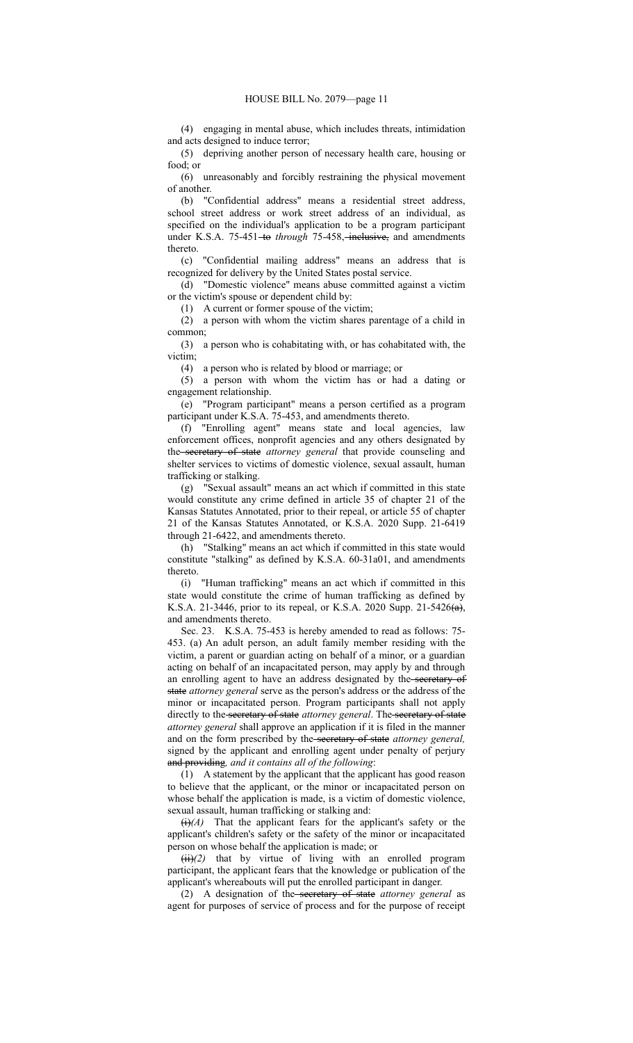(4) engaging in mental abuse, which includes threats, intimidation and acts designed to induce terror;

(5) depriving another person of necessary health care, housing or food; or

(6) unreasonably and forcibly restraining the physical movement of another.

(b) "Confidential address" means a residential street address, school street address or work street address of an individual, as specified on the individual's application to be a program participant under K.S.A. 75-451 ~~to~~ *through* 75-458, ~~inclusive,~~ and amendments thereto.

(c) "Confidential mailing address" means an address that is recognized for delivery by the United States postal service.

(d) "Domestic violence" means abuse committed against a victim or the victim's spouse or dependent child by:

(1) A current or former spouse of the victim;

(2) a person with whom the victim shares parentage of a child in common;

(3) a person who is cohabitating with, or has cohabitated with, the victim;

(4) a person who is related by blood or marriage; or

(5) a person with whom the victim has or had a dating or engagement relationship.

(e) "Program participant" means a person certified as a program participant under K.S.A. 75-453, and amendments thereto.

(f) "Enrolling agent" means state and local agencies, law enforcement offices, nonprofit agencies and any others designated by the ~~secretary of state~~ *attorney general* that provide counseling and shelter services to victims of domestic violence, sexual assault, human trafficking or stalking.

(g) "Sexual assault" means an act which if committed in this state would constitute any crime defined in article 35 of chapter 21 of the Kansas Statutes Annotated, prior to their repeal, or article 55 of chapter 21 of the Kansas Statutes Annotated, or K.S.A. 2020 Supp. 21-6419 through 21-6422, and amendments thereto.

(h) "Stalking" means an act which if committed in this state would constitute "stalking" as defined by K.S.A. 60-31a01, and amendments thereto.

(i) "Human trafficking" means an act which if committed in this state would constitute the crime of human trafficking as defined by K.S.A. 21-3446, prior to its repeal, or K.S.A. 2020 Supp. 21-5426~~(a)~~, and amendments thereto.

Sec. 23. K.S.A. 75-453 is hereby amended to read as follows: 75-453. (a) An adult person, an adult family member residing with the victim, a parent or guardian acting on behalf of a minor, or a guardian acting on behalf of an incapacitated person, may apply by and through an enrolling agent to have an address designated by the ~~secretary of state~~ *attorney general* serve as the person's address or the address of the minor or incapacitated person. Program participants shall not apply directly to the ~~secretary of state~~ *attorney general*. The ~~secretary of state~~ *attorney general* shall approve an application if it is filed in the manner and on the form prescribed by the ~~secretary of state~~ *attorney general,* signed by the applicant and enrolling agent under penalty of perjury ~~and providing~~*, and it contains all of the following*:

(1) A statement by the applicant that the applicant has good reason to believe that the applicant, or the minor or incapacitated person on whose behalf the application is made, is a victim of domestic violence, sexual assault, human trafficking or stalking and:

~~(i)~~*(A)* That the applicant fears for the applicant's safety or the applicant's children's safety or the safety of the minor or incapacitated person on whose behalf the application is made; or

~~(ii)~~*(2)* that by virtue of living with an enrolled program participant, the applicant fears that the knowledge or publication of the applicant's whereabouts will put the enrolled participant in danger.

(2) A designation of the ~~secretary of state~~ *attorney general* as agent for purposes of service of process and for the purpose of receipt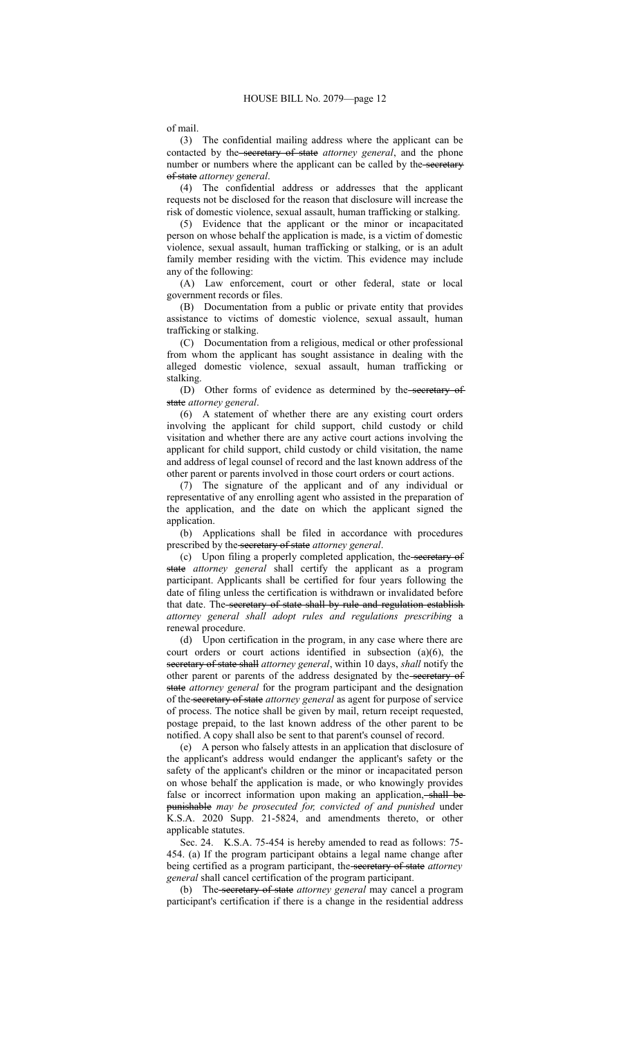of mail.

(3) The confidential mailing address where the applicant can be contacted by the ~~secretary of state~~ *attorney general*, and the phone number or numbers where the applicant can be called by the ~~secretary of state~~ *attorney general*.

(4) The confidential address or addresses that the applicant requests not be disclosed for the reason that disclosure will increase the risk of domestic violence, sexual assault, human trafficking or stalking.

(5) Evidence that the applicant or the minor or incapacitated person on whose behalf the application is made, is a victim of domestic violence, sexual assault, human trafficking or stalking, or is an adult family member residing with the victim. This evidence may include any of the following:

(A) Law enforcement, court or other federal, state or local government records or files.

(B) Documentation from a public or private entity that provides assistance to victims of domestic violence, sexual assault, human trafficking or stalking.

(C) Documentation from a religious, medical or other professional from whom the applicant has sought assistance in dealing with the alleged domestic violence, sexual assault, human trafficking or stalking.

(D) Other forms of evidence as determined by the ~~secretary of state~~ *attorney general*.

(6) A statement of whether there are any existing court orders involving the applicant for child support, child custody or child visitation and whether there are any active court actions involving the applicant for child support, child custody or child visitation, the name and address of legal counsel of record and the last known address of the other parent or parents involved in those court orders or court actions.

(7) The signature of the applicant and of any individual or representative of any enrolling agent who assisted in the preparation of the application, and the date on which the applicant signed the application.

(b) Applications shall be filed in accordance with procedures prescribed by the ~~secretary of state~~ *attorney general*.

(c) Upon filing a properly completed application, the ~~secretary of state~~ *attorney general* shall certify the applicant as a program participant. Applicants shall be certified for four years following the date of filing unless the certification is withdrawn or invalidated before that date. The ~~secretary of state shall by rule and regulation establish~~ *attorney general shall adopt rules and regulations prescribing* a renewal procedure.

(d) Upon certification in the program, in any case where there are court orders or court actions identified in subsection (a)(6), the ~~secretary of state shall~~ *attorney general*, within 10 days, *shall* notify the other parent or parents of the address designated by the ~~secretary of state~~ *attorney general* for the program participant and the designation of the ~~secretary of state~~ *attorney general* as agent for purpose of service of process. The notice shall be given by mail, return receipt requested, postage prepaid, to the last known address of the other parent to be notified. A copy shall also be sent to that parent's counsel of record.

(e) A person who falsely attests in an application that disclosure of the applicant's address would endanger the applicant's safety or the safety of the applicant's children or the minor or incapacitated person on whose behalf the application is made, or who knowingly provides false or incorrect information upon making an application~~, shall be punishable~~ *may be prosecuted for, convicted of and punished* under K.S.A. 2020 Supp. 21-5824, and amendments thereto, or other applicable statutes.

Sec. 24. K.S.A. 75-454 is hereby amended to read as follows: 75-454. (a) If the program participant obtains a legal name change after being certified as a program participant, the ~~secretary of state~~ *attorney general* shall cancel certification of the program participant.

(b) The ~~secretary of state~~ *attorney general* may cancel a program participant's certification if there is a change in the residential address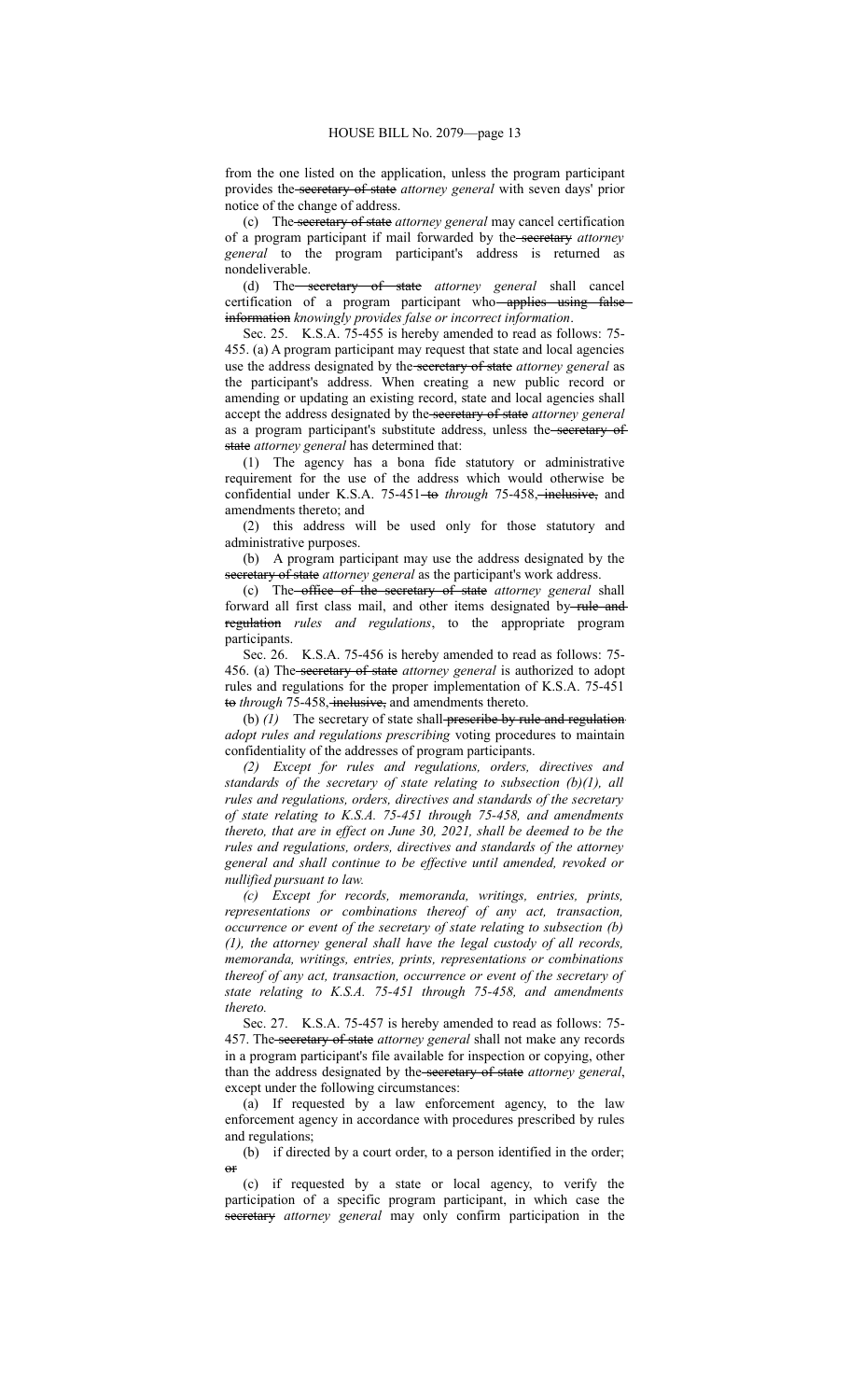from the one listed on the application, unless the program participant provides the ~~secretary of state~~ *attorney general* with seven days' prior notice of the change of address.

(c) The ~~secretary of state~~ *attorney general* may cancel certification of a program participant if mail forwarded by the ~~secretary~~ *attorney general* to the program participant's address is returned as nondeliverable.

(d) The ~~secretary of state~~ *attorney general* shall cancel certification of a program participant who ~~applies using false information~~ *knowingly provides false or incorrect information*.

Sec. 25. K.S.A. 75-455 is hereby amended to read as follows: 75-455. (a) A program participant may request that state and local agencies use the address designated by the ~~secretary of state~~ *attorney general* as the participant's address. When creating a new public record or amending or updating an existing record, state and local agencies shall accept the address designated by the ~~secretary of state~~ *attorney general* as a program participant's substitute address, unless the ~~secretary of state~~ *attorney general* has determined that:

(1) The agency has a bona fide statutory or administrative requirement for the use of the address which would otherwise be confidential under K.S.A. 75-451 ~~to~~ *through* 75-458, ~~inclusive,~~ and amendments thereto; and

(2) this address will be used only for those statutory and administrative purposes.

(b) A program participant may use the address designated by the ~~secretary of state~~ *attorney general* as the participant's work address.

(c) The ~~office of the secretary of state~~ *attorney general* shall forward all first class mail, and other items designated by ~~rule and regulation~~ *rules and regulations*, to the appropriate program participants.

Sec. 26. K.S.A. 75-456 is hereby amended to read as follows: 75-456. (a) The ~~secretary of state~~ *attorney general* is authorized to adopt rules and regulations for the proper implementation of K.S.A. 75-451 ~~to~~ *through* 75-458, ~~inclusive,~~ and amendments thereto.

(b) *(1)* The secretary of state shall ~~prescribe by rule and regulation~~ *adopt rules and regulations prescribing* voting procedures to maintain confidentiality of the addresses of program participants.

*(2) Except for rules and regulations, orders, directives and standards of the secretary of state relating to subsection (b)(1), all rules and regulations, orders, directives and standards of the secretary of state relating to K.S.A. 75-451 through 75-458, and amendments thereto, that are in effect on June 30, 2021, shall be deemed to be the rules and regulations, orders, directives and standards of the attorney general and shall continue to be effective until amended, revoked or nullified pursuant to law.*

*(c) Except for records, memoranda, writings, entries, prints, representations or combinations thereof of any act, transaction, occurrence or event of the secretary of state relating to subsection (b)(1), the attorney general shall have the legal custody of all records, memoranda, writings, entries, prints, representations or combinations thereof of any act, transaction, occurrence or event of the secretary of state relating to K.S.A. 75-451 through 75-458, and amendments thereto.*

Sec. 27. K.S.A. 75-457 is hereby amended to read as follows: 75-457. The ~~secretary of state~~ *attorney general* shall not make any records in a program participant's file available for inspection or copying, other than the address designated by the ~~secretary of state~~ *attorney general*, except under the following circumstances:

(a) If requested by a law enforcement agency, to the law enforcement agency in accordance with procedures prescribed by rules and regulations;

(b) if directed by a court order, to a person identified in the order; ~~or~~

(c) if requested by a state or local agency, to verify the participation of a specific program participant, in which case the ~~secretary~~ *attorney general* may only confirm participation in the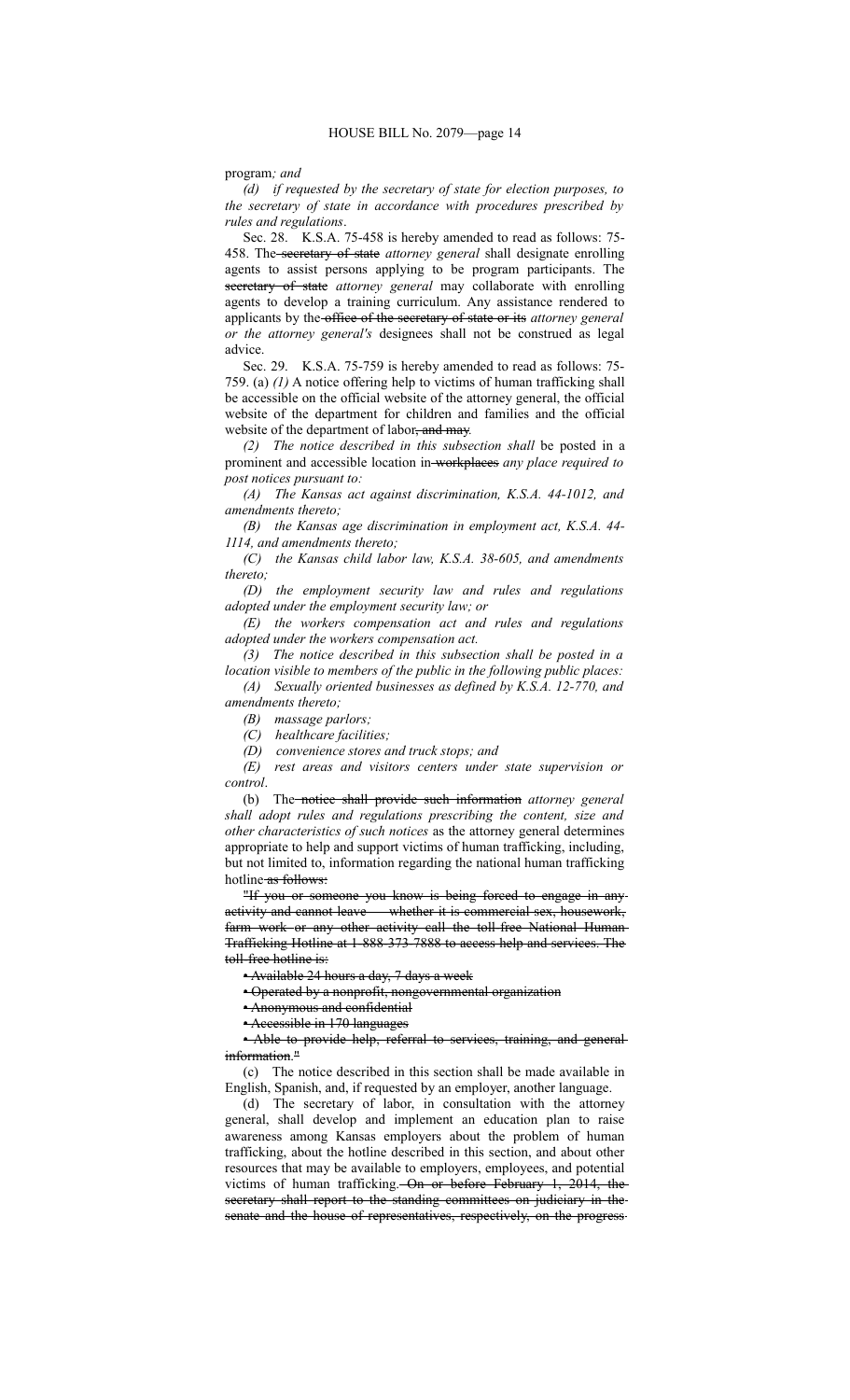program*; and*

*(d) if requested by the secretary of state for election purposes, to the secretary of state in accordance with procedures prescribed by rules and regulations*.

Sec. 28. K.S.A. 75-458 is hereby amended to read as follows: 75-458. The ~~secretary of state~~ *attorney general* shall designate enrolling agents to assist persons applying to be program participants. The ~~secretary of state~~ *attorney general* may collaborate with enrolling agents to develop a training curriculum. Any assistance rendered to applicants by the ~~office of the secretary of state or its~~ *attorney general or the attorney general's* designees shall not be construed as legal advice.

Sec. 29. K.S.A. 75-759 is hereby amended to read as follows: 75-759. (a) *(1)* A notice offering help to victims of human trafficking shall be accessible on the official website of the attorney general, the official website of the department for children and families and the official website of the department of labor~~, and may~~.

*(2) The notice described in this subsection shall* be posted in a prominent and accessible location in ~~workplaces~~ *any place required to post notices pursuant to:*

*(A) The Kansas act against discrimination, K.S.A. 44-1012, and amendments thereto;*

*(B) the Kansas age discrimination in employment act, K.S.A. 44-1114, and amendments thereto;*

*(C) the Kansas child labor law, K.S.A. 38-605, and amendments thereto;*

*(D) the employment security law and rules and regulations adopted under the employment security law; or*

*(E) the workers compensation act and rules and regulations adopted under the workers compensation act.*

*(3) The notice described in this subsection shall be posted in a location visible to members of the public in the following public places:*

*(A) Sexually oriented businesses as defined by K.S.A. 12-770, and amendments thereto;*

*(B) massage parlors;*

*(C) healthcare facilities;*

*(D) convenience stores and truck stops; and*

*(E) rest areas and visitors centers under state supervision or control*.

(b) The ~~notice shall provide such information~~ *attorney general shall adopt rules and regulations prescribing the content, size and other characteristics of such notices* as the attorney general determines appropriate to help and support victims of human trafficking, including, but not limited to, information regarding the national human trafficking hotline ~~as follows:~~

~~"If you or someone you know is being forced to engage in any activity and cannot leave — whether it is commercial sex, housework, farm work or any other activity call the toll-free National Human Trafficking Hotline at 1-888-373-7888 to access help and services. The toll-free hotline is:~~

~~• Available 24 hours a day, 7 days a week~~

~~• Operated by a nonprofit, nongovernmental organization~~

~~• Anonymous and confidential~~

~~• Accessible in 170 languages~~

~~• Able to provide help, referral to services, training, and general information."~~

(c) The notice described in this section shall be made available in English, Spanish, and, if requested by an employer, another language.

(d) The secretary of labor, in consultation with the attorney general, shall develop and implement an education plan to raise awareness among Kansas employers about the problem of human trafficking, about the hotline described in this section, and about other resources that may be available to employers, employees, and potential victims of human trafficking. ~~On or before February 1, 2014, the secretary shall report to the standing committees on judiciary in the senate and the house of representatives, respectively, on the progress~~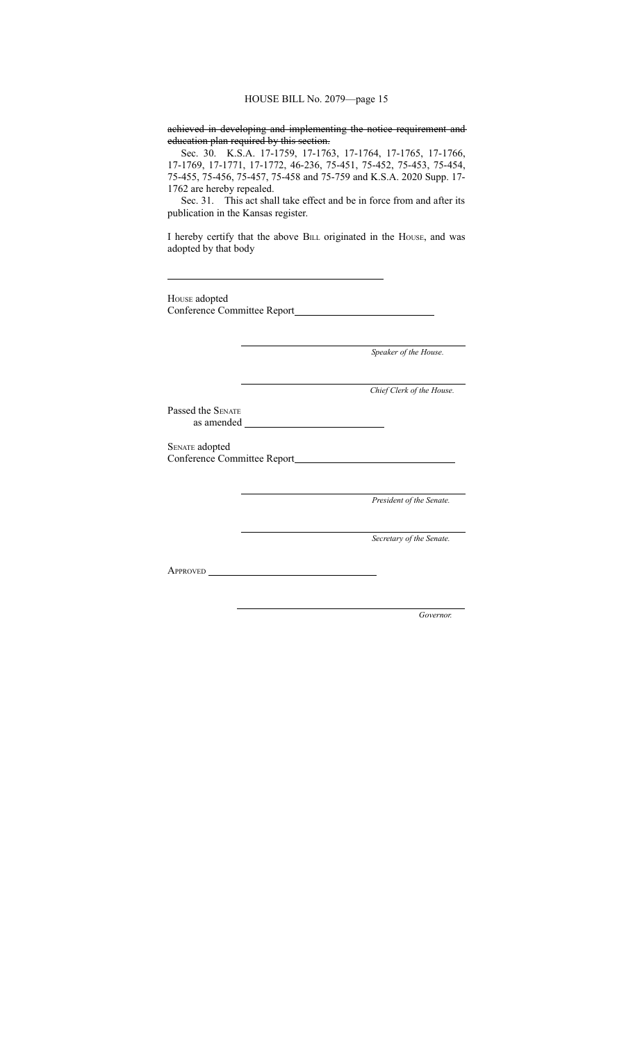~~achieved in developing and implementing the notice requirement and education plan required by this section.~~

Sec. 30. K.S.A. 17-1759, 17-1763, 17-1764, 17-1765, 17-1766, 17-1769, 17-1771, 17-1772, 46-236, 75-451, 75-452, 75-453, 75-454, 75-455, 75-456, 75-457, 75-458 and 75-759 and K.S.A. 2020 Supp. 17-1762 are hereby repealed.

Sec. 31. This act shall take effect and be in force from and after its publication in the Kansas register.

I hereby certify that the above BILL originated in the HOUSE, and was adopted by that body

______________________________

HOUSE adopted
Conference Committee Report ____________________

______________________________
*Speaker of the House.*

______________________________
*Chief Clerk of the House.*

Passed the SENATE
as amended ____________________

SENATE adopted
Conference Committee Report ____________________

______________________________
*President of the Senate.*

______________________________
*Secretary of the Senate.*

APPROVED ____________________

______________________________
*Governor.*